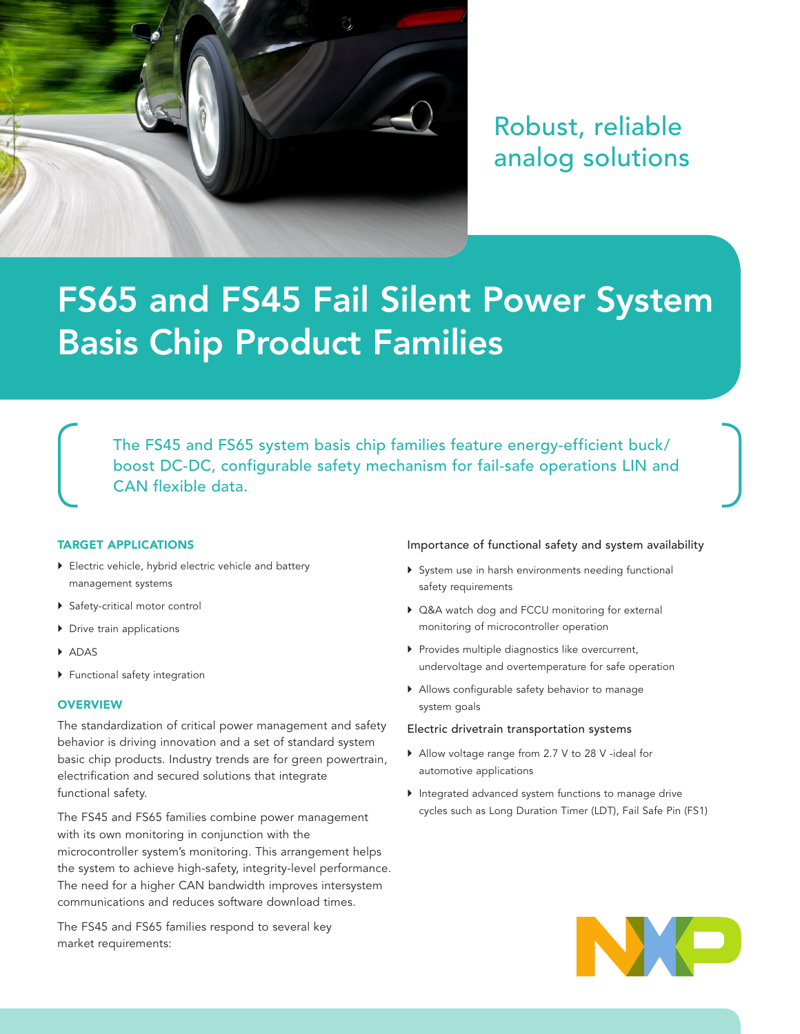Robust, reliable analog solutions

# FS65 and FS45 Fail Silent Power System Basis Chip Product Families

The FS45 and FS65 system basis chip families feature energy-efficient buck/boost DC-DC, configurable safety mechanism for fail-safe operations LIN and CAN flexible data.

## TARGET APPLICATIONS

- Electric vehicle, hybrid electric vehicle and battery management systems
- Safety-critical motor control
- Drive train applications
- ADAS
- Functional safety integration

## OVERVIEW

The standardization of critical power management and safety behavior is driving innovation and a set of standard system basic chip products. Industry trends are for green powertrain, electrification and secured solutions that integrate functional safety.

The FS45 and FS65 families combine power management with its own monitoring in conjunction with the microcontroller system's monitoring. This arrangement helps the system to achieve high-safety, integrity-level performance. The need for a higher CAN bandwidth improves intersystem communications and reduces software download times.

The FS45 and FS65 families respond to several key market requirements:

### Importance of functional safety and system availability

- System use in harsh environments needing functional safety requirements
- Q&A watch dog and FCCU monitoring for external monitoring of microcontroller operation
- Provides multiple diagnostics like overcurrent, undervoltage and overtemperature for safe operation
- Allows configurable safety behavior to manage system goals

### Electric drivetrain transportation systems

- Allow voltage range from 2.7 V to 28 V -ideal for automotive applications
- Integrated advanced system functions to manage drive cycles such as Long Duration Timer (LDT), Fail Safe Pin (FS1)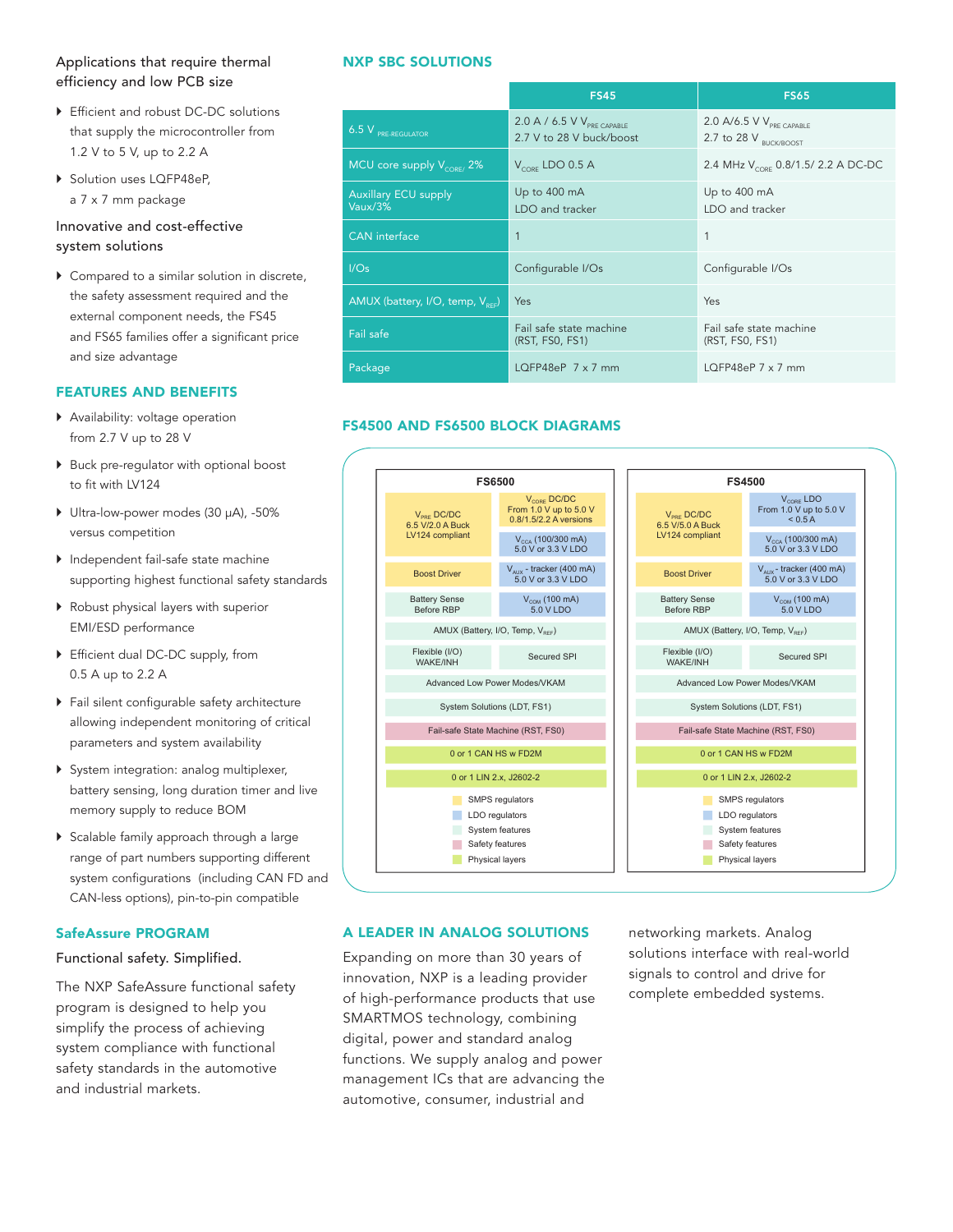Applications that require thermal efficiency and low PCB size

- Efficient and robust DC-DC solutions that supply the microcontroller from 1.2 V to 5 V, up to 2.2 A
- Solution uses LQFP48eP, a 7 x 7 mm package

Innovative and cost-effective system solutions

- Compared to a similar solution in discrete, the safety assessment required and the external component needs, the FS45 and FS65 families offer a significant price and size advantage

## FEATURES AND BENEFITS

- Availability: voltage operation from 2.7 V up to 28 V
- Buck pre-regulator with optional boost to fit with LV124
- Ultra-low-power modes (30 µA), -50% versus competition
- Independent fail-safe state machine supporting highest functional safety standards
- Robust physical layers with superior EMI/ESD performance
- Efficient dual DC-DC supply, from 0.5 A up to 2.2 A
- Fail silent configurable safety architecture allowing independent monitoring of critical parameters and system availability
- System integration: analog multiplexer, battery sensing, long duration timer and live memory supply to reduce BOM
- Scalable family approach through a large range of part numbers supporting different system configurations (including CAN FD and CAN-less options), pin-to-pin compatible

## SafeAssure PROGRAM

Functional safety. Simplified.

The NXP SafeAssure functional safety program is designed to help you simplify the process of achieving system compliance with functional safety standards in the automotive and industrial markets.

## NXP SBC SOLUTIONS

| | FS45 | FS65 |
|---|---|---|
| 6.5 V $_{PRE\text{-}REGULATOR}$ | 2.0 A / 6.5 V $V_{PRE\ CAPABLE}$ 2.7 V to 28 V buck/boost | 2.0 A/6.5 V $V_{PRE\ CAPABLE}$ 2.7 to 28 V $_{BUCK/BOOST}$ |
| MCU core supply $V_{CORE}$/ 2% | $V_{CORE}$ LDO 0.5 A | 2.4 MHz $V_{CORE}$ 0.8/1.5/ 2.2 A DC-DC |
| Auxillary ECU supply Vaux/3% | Up to 400 mA LDO and tracker | Up to 400 mA LDO and tracker |
| CAN interface | 1 | 1 |
| I/Os | Configurable I/Os | Configurable I/Os |
| AMUX (battery, I/O, temp, $V_{REF}$) | Yes | Yes |
| Fail safe | Fail safe state machine (RST, FS0, FS1) | Fail safe state machine (RST, FS0, FS1) |
| Package | LQFP48eP 7 x 7 mm | LQFP48eP 7 x 7 mm |

## FS4500 AND FS6500 BLOCK DIAGRAMS

**FS6500**

- $V_{PRE}$ DC/DC 6.5 V/2.0 A Buck LV124 compliant
- $V_{CORE}$ DC/DC From 1.0 V up to 5.0 V 0.8/1.5/2.2 A versions
- $V_{CCA}$ (100/300 mA) 5.0 V or 3.3 V LDO
- Boost Driver
- $V_{AUX}$ - tracker (400 mA) 5.0 V or 3.3 V LDO
- Battery Sense Before RBP
- $V_{COM}$ (100 mA) 5.0 V LDO
- AMUX (Battery, I/O, Temp, $V_{REF}$)
- Flexible (I/O) WAKE/INH
- Secured SPI
- Advanced Low Power Modes/VKAM
- System Solutions (LDT, FS1)
- Fail-safe State Machine (RST, FS0)
- 0 or 1 CAN HS w FD2M
- 0 or 1 LIN 2.x, J2602-2

**FS4500**

- $V_{PRE}$ DC/DC 6.5 V/5.0 A Buck LV124 compliant
- $V_{CORE}$ LDO From 1.0 V up to 5.0 V < 0.5 A
- $V_{CCA}$ (100/300 mA) 5.0 V or 3.3 V LDO
- Boost Driver
- $V_{AUX}$ - tracker (400 mA) 5.0 V or 3.3 V LDO
- Battery Sense Before RBP
- $V_{COM}$ (100 mA) 5.0 V LDO
- AMUX (Battery, I/O, Temp, $V_{REF}$)
- Flexible (I/O) WAKE/INH
- Secured SPI
- Advanced Low Power Modes/VKAM
- System Solutions (LDT, FS1)
- Fail-safe State Machine (RST, FS0)
- 0 or 1 CAN HS w FD2M
- 0 or 1 LIN 2.x, J2602-2

Legend: SMPS regulators; LDO regulators; System features; Safety features; Physical layers

## A LEADER IN ANALOG SOLUTIONS

Expanding on more than 30 years of innovation, NXP is a leading provider of high-performance products that use SMARTMOS technology, combining digital, power and standard analog functions. We supply analog and power management ICs that are advancing the automotive, consumer, industrial and networking markets. Analog solutions interface with real-world signals to control and drive for complete embedded systems.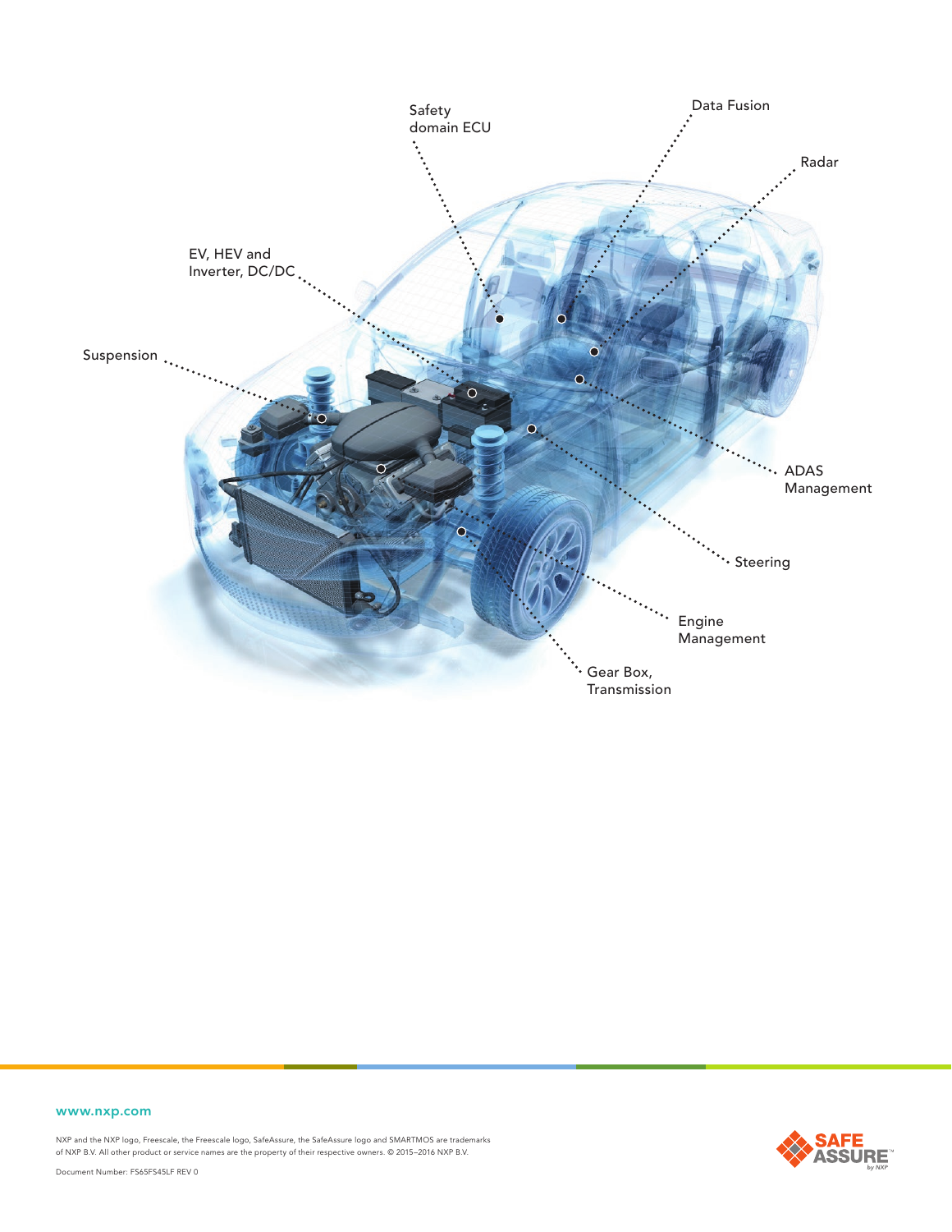Safety domain ECU

Data Fusion

Radar

EV, HEV and Inverter, DC/DC

Suspension

ADAS Management

Steering

Engine Management

Gear Box, Transmission

www.nxp.com

NXP and the NXP logo, Freescale, the Freescale logo, SafeAssure, the SafeAssure logo and SMARTMOS are trademarks of NXP B.V. All other product or service names are the property of their respective owners. © 2015–2016 NXP B.V.

Document Number: FS65FS45LF REV 0

SAFE ASSURE™ by NXP